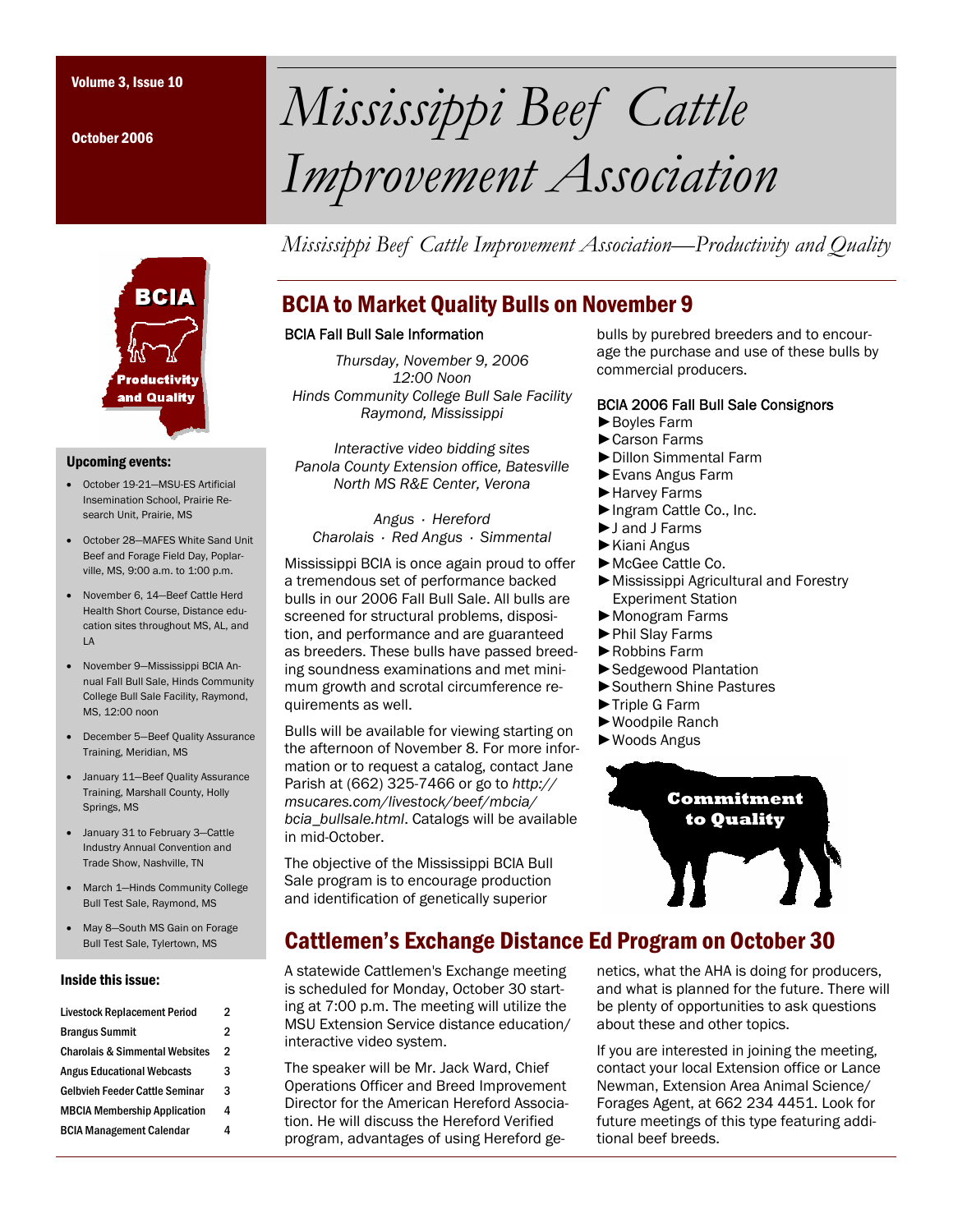Volume 3, Issue 10

October 2006

# Mississippi Beef Cattle Improvement Association

*Mississippi Beef Cattle Improvement Association—Productivity and Quality*

## BCIA to Market Quality Bulls on November 9

### BCIA Fall Bull Sale Information

*Thursday, November 9, 2006*
*12:00 Noon*
*Hinds Community College Bull Sale Facility*
*Raymond, Mississippi*

*Interactive video bidding sites*
*Panola County Extension office, Batesville*
*North MS R&E Center, Verona*

*Angus · Hereford*
*Charolais · Red Angus · Simmental*

Mississippi BCIA is once again proud to offer a tremendous set of performance backed bulls in our 2006 Fall Bull Sale. All bulls are screened for structural problems, disposition, and performance and are guaranteed as breeders. These bulls have passed breeding soundness examinations and met minimum growth and scrotal circumference requirements as well.

Bulls will be available for viewing starting on the afternoon of November 8. For more information or to request a catalog, contact Jane Parish at (662) 325-7466 or go to *http://msucares.com/livestock/beef/mbcia/bcia_bullsale.html*. Catalogs will be available in mid-October.

The objective of the Mississippi BCIA Bull Sale program is to encourage production and identification of genetically superior bulls by purebred breeders and to encourage the purchase and use of these bulls by commercial producers.

### BCIA 2006 Fall Bull Sale Consignors

- ►Boyles Farm
- ►Carson Farms
- ►Dillon Simmental Farm
- ►Evans Angus Farm
- ►Harvey Farms
- ►Ingram Cattle Co., Inc.
- ►J and J Farms
- ►Kiani Angus
- ►McGee Cattle Co.
- ►Mississippi Agricultural and Forestry Experiment Station
- ►Monogram Farms
- ►Phil Slay Farms
- ►Robbins Farm
- ►Sedgewood Plantation
- ►Southern Shine Pastures
- ►Triple G Farm
- ►Woodpile Ranch
- ►Woods Angus

Commitment to Quality

## Cattlemen's Exchange Distance Ed Program on October 30

A statewide Cattlemen's Exchange meeting is scheduled for Monday, October 30 starting at 7:00 p.m. The meeting will utilize the MSU Extension Service distance education/interactive video system.

The speaker will be Mr. Jack Ward, Chief Operations Officer and Breed Improvement Director for the American Hereford Association. He will discuss the Hereford Verified program, advantages of using Hereford genetics, what the AHA is doing for producers, and what is planned for the future. There will be plenty of opportunities to ask questions about these and other topics.

If you are interested in joining the meeting, contact your local Extension office or Lance Newman, Extension Area Animal Science/Forages Agent, at 662 234 4451. Look for future meetings of this type featuring additional beef breeds.

### Upcoming events:

- October 19-21—MSU-ES Artificial Insemination School, Prairie Research Unit, Prairie, MS
- October 28—MAFES White Sand Unit Beef and Forage Field Day, Poplarville, MS, 9:00 a.m. to 1:00 p.m.
- November 6, 14—Beef Cattle Herd Health Short Course, Distance education sites throughout MS, AL, and LA
- November 9—Mississippi BCIA Annual Fall Bull Sale, Hinds Community College Bull Sale Facility, Raymond, MS, 12:00 noon
- December 5—Beef Quality Assurance Training, Meridian, MS
- January 11—Beef Quality Assurance Training, Marshall County, Holly Springs, MS
- January 31 to February 3—Cattle Industry Annual Convention and Trade Show, Nashville, TN
- March 1—Hinds Community College Bull Test Sale, Raymond, MS
- May 8—South MS Gain on Forage Bull Test Sale, Tylertown, MS

### Inside this issue:

| | |
|---|---|
| Livestock Replacement Period | 2 |
| Brangus Summit | 2 |
| Charolais & Simmental Websites | 2 |
| Angus Educational Webcasts | 3 |
| Gelbvieh Feeder Cattle Seminar | 3 |
| MBCIA Membership Application | 4 |
| BCIA Management Calendar | 4 |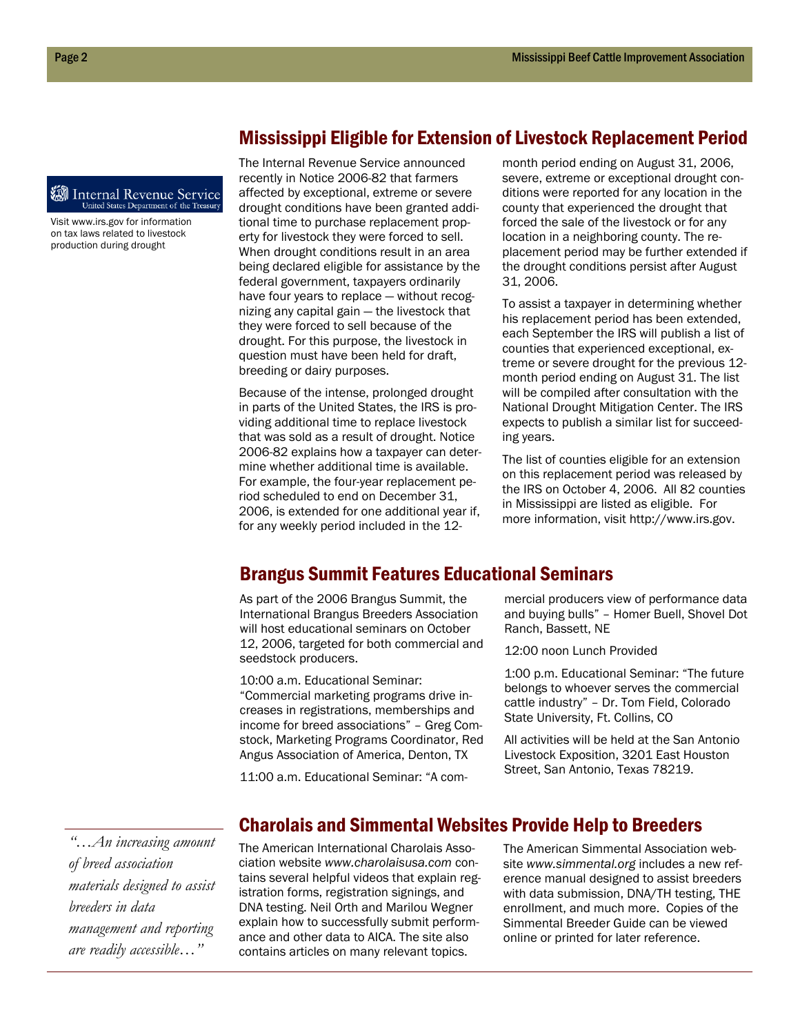## Mississippi Eligible for Extension of Livestock Replacement Period

Internal Revenue Service
United States Department of the Treasury

Visit www.irs.gov for information on tax laws related to livestock production during drought

The Internal Revenue Service announced recently in Notice 2006-82 that farmers affected by exceptional, extreme or severe drought conditions have been granted additional time to purchase replacement property for livestock they were forced to sell. When drought conditions result in an area being declared eligible for assistance by the federal government, taxpayers ordinarily have four years to replace — without recognizing any capital gain — the livestock that they were forced to sell because of the drought. For this purpose, the livestock in question must have been held for draft, breeding or dairy purposes.

Because of the intense, prolonged drought in parts of the United States, the IRS is providing additional time to replace livestock that was sold as a result of drought. Notice 2006-82 explains how a taxpayer can determine whether additional time is available. For example, the four-year replacement period scheduled to end on December 31, 2006, is extended for one additional year if, for any weekly period included in the 12-month period ending on August 31, 2006, severe, extreme or exceptional drought conditions were reported for any location in the county that experienced the drought that forced the sale of the livestock or for any location in a neighboring county. The replacement period may be further extended if the drought conditions persist after August 31, 2006.

To assist a taxpayer in determining whether his replacement period has been extended, each September the IRS will publish a list of counties that experienced exceptional, extreme or severe drought for the previous 12-month period ending on August 31. The list will be compiled after consultation with the National Drought Mitigation Center. The IRS expects to publish a similar list for succeeding years.

The list of counties eligible for an extension on this replacement period was released by the IRS on October 4, 2006. All 82 counties in Mississippi are listed as eligible. For more information, visit http://www.irs.gov.

## Brangus Summit Features Educational Seminars

As part of the 2006 Brangus Summit, the International Brangus Breeders Association will host educational seminars on October 12, 2006, targeted for both commercial and seedstock producers.

10:00 a.m. Educational Seminar: "Commercial marketing programs drive increases in registrations, memberships and income for breed associations" – Greg Comstock, Marketing Programs Coordinator, Red Angus Association of America, Denton, TX

11:00 a.m. Educational Seminar: "A commercial producers view of performance data and buying bulls" – Homer Buell, Shovel Dot Ranch, Bassett, NE

12:00 noon Lunch Provided

1:00 p.m. Educational Seminar: "The future belongs to whoever serves the commercial cattle industry" – Dr. Tom Field, Colorado State University, Ft. Collins, CO

All activities will be held at the San Antonio Livestock Exposition, 3201 East Houston Street, San Antonio, Texas 78219.

## Charolais and Simmental Websites Provide Help to Breeders

*"…An increasing amount of breed association materials designed to assist breeders in data management and reporting are readily accessible…"*

The American International Charolais Association website *www.charolaisusa.com* contains several helpful videos that explain registration forms, registration signings, and DNA testing. Neil Orth and Marilou Wegner explain how to successfully submit performance and other data to AICA. The site also contains articles on many relevant topics.

The American Simmental Association website *www.simmental.org* includes a new reference manual designed to assist breeders with data submission, DNA/TH testing, THE enrollment, and much more. Copies of the Simmental Breeder Guide can be viewed online or printed for later reference.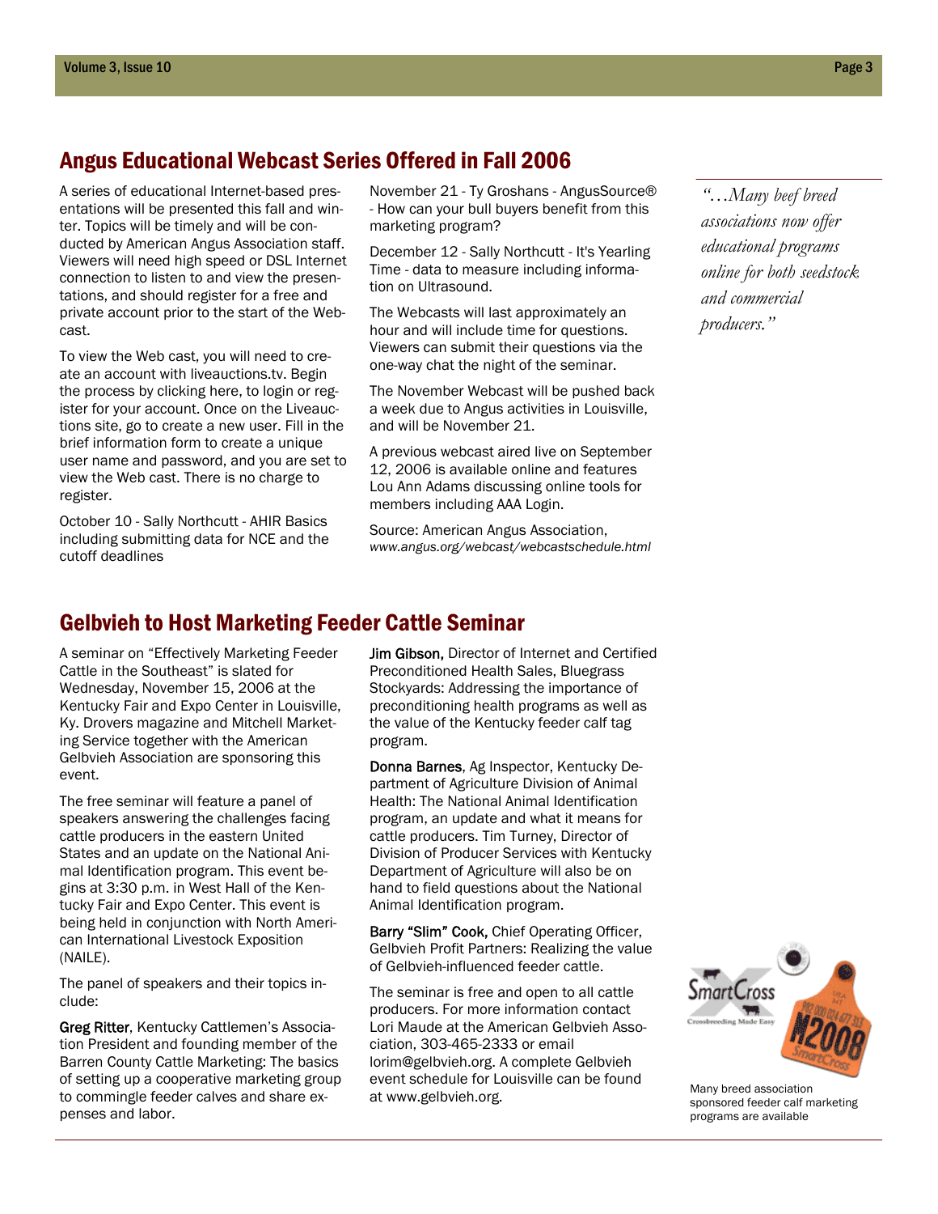## Angus Educational Webcast Series Offered in Fall 2006

A series of educational Internet-based presentations will be presented this fall and winter. Topics will be timely and will be conducted by American Angus Association staff. Viewers will need high speed or DSL Internet connection to listen to and view the presentations, and should register for a free and private account prior to the start of the Webcast.

To view the Web cast, you will need to create an account with liveauctions.tv. Begin the process by clicking here, to login or register for your account. Once on the Liveauctions site, go to create a new user. Fill in the brief information form to create a unique user name and password, and you are set to view the Web cast. There is no charge to register.

October 10 - Sally Northcutt - AHIR Basics including submitting data for NCE and the cutoff deadlines

November 21 - Ty Groshans - AngusSource® - How can your bull buyers benefit from this marketing program?

December 12 - Sally Northcutt - It's Yearling Time - data to measure including information on Ultrasound.

The Webcasts will last approximately an hour and will include time for questions. Viewers can submit their questions via the one-way chat the night of the seminar.

The November Webcast will be pushed back a week due to Angus activities in Louisville, and will be November 21.

A previous webcast aired live on September 12, 2006 is available online and features Lou Ann Adams discussing online tools for members including AAA Login.

Source: American Angus Association, *www.angus.org/webcast/webcastschedule.html*

*"…Many beef breed associations now offer educational programs online for both seedstock and commercial producers."*

## Gelbvieh to Host Marketing Feeder Cattle Seminar

A seminar on "Effectively Marketing Feeder Cattle in the Southeast" is slated for Wednesday, November 15, 2006 at the Kentucky Fair and Expo Center in Louisville, Ky. Drovers magazine and Mitchell Marketing Service together with the American Gelbvieh Association are sponsoring this event.

The free seminar will feature a panel of speakers answering the challenges facing cattle producers in the eastern United States and an update on the National Animal Identification program. This event begins at 3:30 p.m. in West Hall of the Kentucky Fair and Expo Center. This event is being held in conjunction with North American International Livestock Exposition (NAILE).

The panel of speakers and their topics include:

**Greg Ritter**, Kentucky Cattlemen's Association President and founding member of the Barren County Cattle Marketing: The basics of setting up a cooperative marketing group to commingle feeder calves and share expenses and labor.

**Jim Gibson,** Director of Internet and Certified Preconditioned Health Sales, Bluegrass Stockyards: Addressing the importance of preconditioning health programs as well as the value of the Kentucky feeder calf tag program.

**Donna Barnes**, Ag Inspector, Kentucky Department of Agriculture Division of Animal Health: The National Animal Identification program, an update and what it means for cattle producers. Tim Turney, Director of Division of Producer Services with Kentucky Department of Agriculture will also be on hand to field questions about the National Animal Identification program.

**Barry "Slim" Cook,** Chief Operating Officer, Gelbvieh Profit Partners: Realizing the value of Gelbvieh-influenced feeder cattle.

The seminar is free and open to all cattle producers. For more information contact Lori Maude at the American Gelbvieh Association, 303-465-2333 or email lorim@gelbvieh.org. A complete Gelbvieh event schedule for Louisville can be found at www.gelbvieh.org.

Many breed association sponsored feeder calf marketing programs are available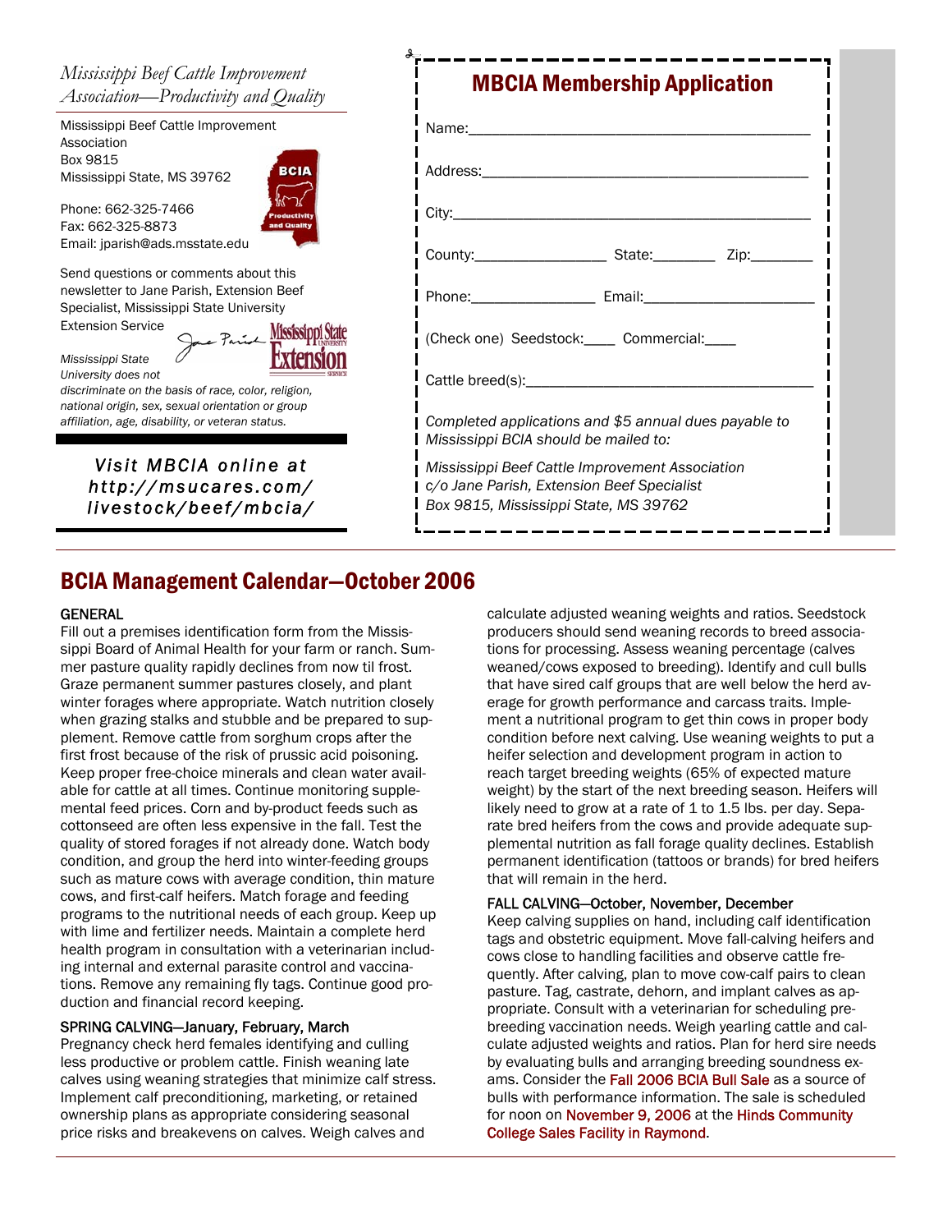*Mississippi Beef Cattle Improvement Association—Productivity and Quality*

Mississippi Beef Cattle Improvement Association
Box 9815
Mississippi State, MS 39762

Phone: 662-325-7466
Fax: 662-325-8873
Email: jparish@ads.msstate.edu

Send questions or comments about this newsletter to Jane Parish, Extension Beef Specialist, Mississippi State University Extension Service

*Mississippi State University does not discriminate on the basis of race, color, religion, national origin, sex, sexual orientation or group affiliation, age, disability, or veteran status.*

***Visit MBCIA online at http://msucares.com/livestock/beef/mbcia/***

## MBCIA Membership Application

Name:\_\_\_\_\_\_\_\_\_\_\_\_\_\_\_\_\_\_\_\_\_\_\_\_\_\_\_\_\_\_\_\_\_\_\_\_\_\_\_\_

Address:\_\_\_\_\_\_\_\_\_\_\_\_\_\_\_\_\_\_\_\_\_\_\_\_\_\_\_\_\_\_\_\_\_\_\_\_\_\_

City:\_\_\_\_\_\_\_\_\_\_\_\_\_\_\_\_\_\_\_\_\_\_\_\_\_\_\_\_\_\_\_\_\_\_\_\_\_\_\_\_\_\_

County:\_\_\_\_\_\_\_\_\_\_\_\_\_\_\_\_ State:\_\_\_\_\_\_\_\_ Zip:\_\_\_\_\_\_\_\_

Phone:\_\_\_\_\_\_\_\_\_\_\_\_\_\_\_\_ Email:\_\_\_\_\_\_\_\_\_\_\_\_\_\_\_\_\_\_\_\_\_

(Check one) Seedstock:\_\_\_\_ Commercial:\_\_\_\_

Cattle breed(s):\_\_\_\_\_\_\_\_\_\_\_\_\_\_\_\_\_\_\_\_\_\_\_\_\_\_\_\_\_\_\_\_\_\_\_

*Completed applications and $5 annual dues payable to Mississippi BCIA should be mailed to:*

*Mississippi Beef Cattle Improvement Association*
*c/o Jane Parish, Extension Beef Specialist*
*Box 9815, Mississippi State, MS 39762*

## BCIA Management Calendar—October 2006

**GENERAL**

Fill out a premises identification form from the Mississippi Board of Animal Health for your farm or ranch. Summer pasture quality rapidly declines from now til frost. Graze permanent summer pastures closely, and plant winter forages where appropriate. Watch nutrition closely when grazing stalks and stubble and be prepared to supplement. Remove cattle from sorghum crops after the first frost because of the risk of prussic acid poisoning. Keep proper free-choice minerals and clean water available for cattle at all times. Continue monitoring supplemental feed prices. Corn and by-product feeds such as cottonseed are often less expensive in the fall. Test the quality of stored forages if not already done. Watch body condition, and group the herd into winter-feeding groups such as mature cows with average condition, thin mature cows, and first-calf heifers. Match forage and feeding programs to the nutritional needs of each group. Keep up with lime and fertilizer needs. Maintain a complete herd health program in consultation with a veterinarian including internal and external parasite control and vaccinations. Remove any remaining fly tags. Continue good production and financial record keeping.

**SPRING CALVING—January, February, March**

Pregnancy check herd females identifying and culling less productive or problem cattle. Finish weaning late calves using weaning strategies that minimize calf stress. Implement calf preconditioning, marketing, or retained ownership plans as appropriate considering seasonal price risks and breakevens on calves. Weigh calves and calculate adjusted weaning weights and ratios. Seedstock producers should send weaning records to breed associations for processing. Assess weaning percentage (calves weaned/cows exposed to breeding). Identify and cull bulls that have sired calf groups that are well below the herd average for growth performance and carcass traits. Implement a nutritional program to get thin cows in proper body condition before next calving. Use weaning weights to put a heifer selection and development program in action to reach target breeding weights (65% of expected mature weight) by the start of the next breeding season. Heifers will likely need to grow at a rate of 1 to 1.5 lbs. per day. Separate bred heifers from the cows and provide adequate supplemental nutrition as fall forage quality declines. Establish permanent identification (tattoos or brands) for bred heifers that will remain in the herd.

**FALL CALVING—October, November, December**

Keep calving supplies on hand, including calf identification tags and obstetric equipment. Move fall-calving heifers and cows close to handling facilities and observe cattle frequently. After calving, plan to move cow-calf pairs to clean pasture. Tag, castrate, dehorn, and implant calves as appropriate. Consult with a veterinarian for scheduling prebreeding vaccination needs. Weigh yearling cattle and calculate adjusted weights and ratios. Plan for herd sire needs by evaluating bulls and arranging breeding soundness exams. Consider the Fall 2006 BCIA Bull Sale as a source of bulls with performance information. The sale is scheduled for noon on November 9, 2006 at the Hinds Community College Sales Facility in Raymond.